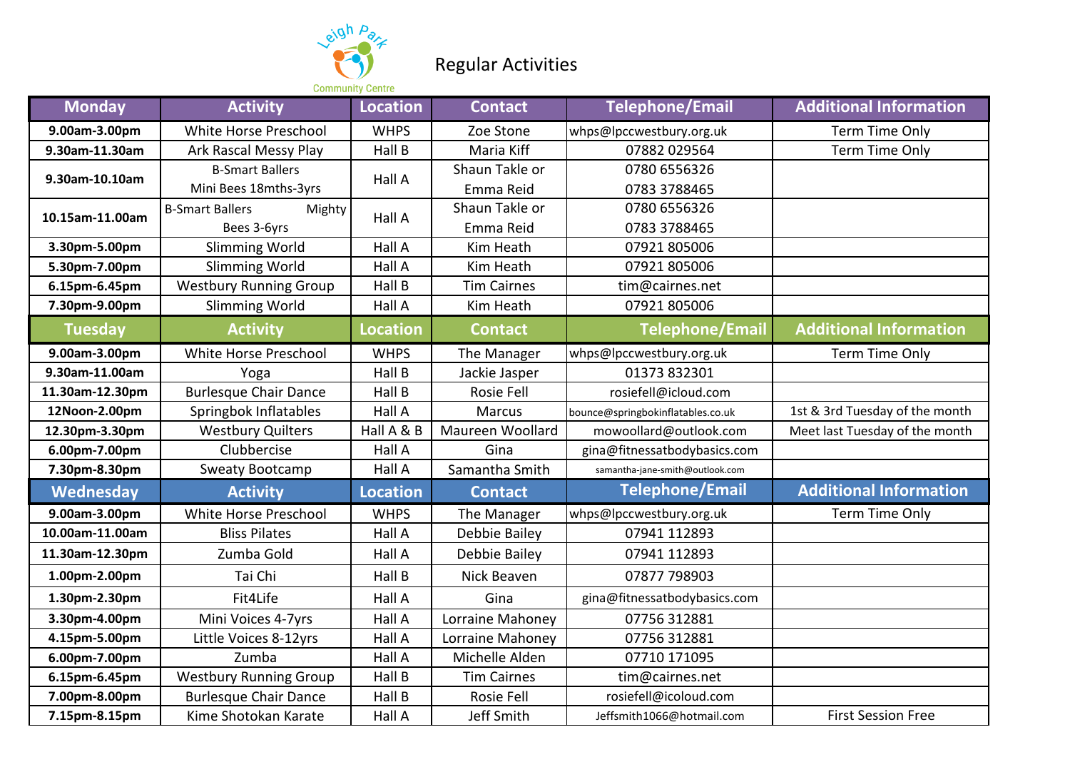Leigh Park Community Centre

# Regular Activities

| Monday | Activity | Location | Contact | Telephone/Email | Additional Information |
|---|---|---|---|---|---|
| 9.00am-3.00pm | White Horse Preschool | WHPS | Zoe Stone | whps@lpccwestbury.org.uk | Term Time Only |
| 9.30am-11.30am | Ark Rascal Messy Play | Hall B | Maria Kiff | 07882 029564 | Term Time Only |
| 9.30am-10.10am | B-Smart Ballers Mini Bees 18mths-3yrs | Hall A | Shaun Takle or Emma Reid | 0780 6556326 0783 3788465 | |
| 10.15am-11.00am | B-Smart Ballers Mighty Bees 3-6yrs | Hall A | Shaun Takle or Emma Reid | 0780 6556326 0783 3788465 | |
| 3.30pm-5.00pm | Slimming World | Hall A | Kim Heath | 07921 805006 | |
| 5.30pm-7.00pm | Slimming World | Hall A | Kim Heath | 07921 805006 | |
| 6.15pm-6.45pm | Westbury Running Group | Hall B | Tim Cairnes | tim@cairnes.net | |
| 7.30pm-9.00pm | Slimming World | Hall A | Kim Heath | 07921 805006 | |
| **Tuesday** | **Activity** | **Location** | **Contact** | **Telephone/Email** | **Additional Information** |
| 9.00am-3.00pm | White Horse Preschool | WHPS | The Manager | whps@lpccwestbury.org.uk | Term Time Only |
| 9.30am-11.00am | Yoga | Hall B | Jackie Jasper | 01373 832301 | |
| 11.30am-12.30pm | Burlesque Chair Dance | Hall B | Rosie Fell | rosiefell@icloud.com | |
| 12Noon-2.00pm | Springbok Inflatables | Hall A | Marcus | bounce@springbokinflatables.co.uk | 1st & 3rd Tuesday of the month |
| 12.30pm-3.30pm | Westbury Quilters | Hall A & B | Maureen Woollard | mowoollard@outlook.com | Meet last Tuesday of the month |
| 6.00pm-7.00pm | Clubbercise | Hall A | Gina | gina@fitnessatbodybasics.com | |
| 7.30pm-8.30pm | Sweaty Bootcamp | Hall A | Samantha Smith | samantha-jane-smith@outlook.com | |
| **Wednesday** | **Activity** | **Location** | **Contact** | **Telephone/Email** | **Additional Information** |
| 9.00am-3.00pm | White Horse Preschool | WHPS | The Manager | whps@lpccwestbury.org.uk | Term Time Only |
| 10.00am-11.00am | Bliss Pilates | Hall A | Debbie Bailey | 07941 112893 | |
| 11.30am-12.30pm | Zumba Gold | Hall A | Debbie Bailey | 07941 112893 | |
| 1.00pm-2.00pm | Tai Chi | Hall B | Nick Beaven | 07877 798903 | |
| 1.30pm-2.30pm | Fit4Life | Hall A | Gina | gina@fitnessatbodybasics.com | |
| 3.30pm-4.00pm | Mini Voices 4-7yrs | Hall A | Lorraine Mahoney | 07756 312881 | |
| 4.15pm-5.00pm | Little Voices 8-12yrs | Hall A | Lorraine Mahoney | 07756 312881 | |
| 6.00pm-7.00pm | Zumba | Hall A | Michelle Alden | 07710 171095 | |
| 6.15pm-6.45pm | Westbury Running Group | Hall B | Tim Cairnes | tim@cairnes.net | |
| 7.00pm-8.00pm | Burlesque Chair Dance | Hall B | Rosie Fell | rosiefell@icoloud.com | |
| 7.15pm-8.15pm | Kime Shotokan Karate | Hall A | Jeff Smith | Jeffsmith1066@hotmail.com | First Session Free |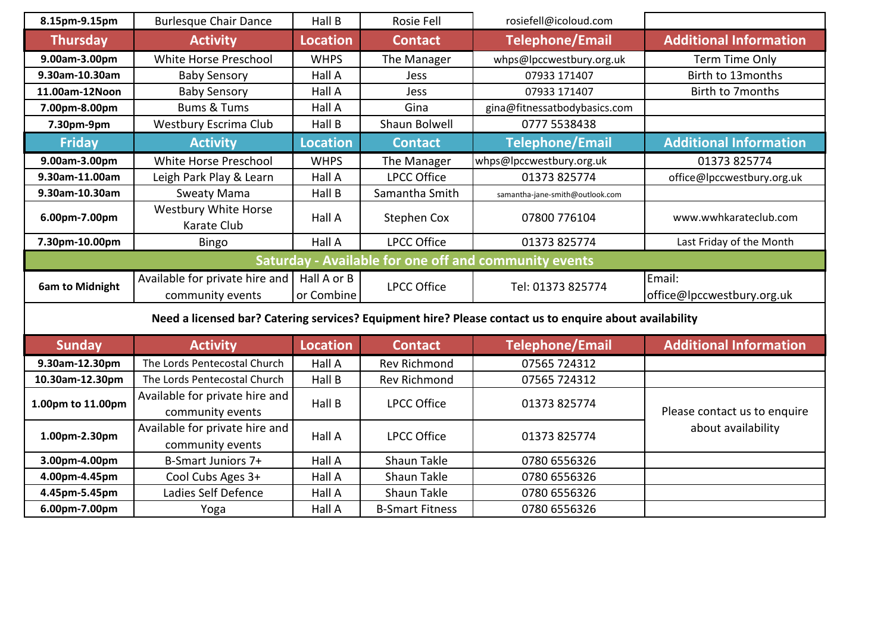| | | | | | |
|---|---|---|---|---|---|
| **8.15pm-9.15pm** | Burlesque Chair Dance | Hall B | Rosie Fell | rosiefell@icoloud.com | |
| **Thursday** | **Activity** | **Location** | **Contact** | **Telephone/Email** | **Additional Information** |
| **9.00am-3.00pm** | White Horse Preschool | WHPS | The Manager | whps@lpccwestbury.org.uk | Term Time Only |
| **9.30am-10.30am** | Baby Sensory | Hall A | Jess | 07933 171407 | Birth to 13months |
| **11.00am-12Noon** | Baby Sensory | Hall A | Jess | 07933 171407 | Birth to 7months |
| **7.00pm-8.00pm** | Bums & Tums | Hall A | Gina | gina@fitnessatbodybasics.com | |
| **7.30pm-9pm** | Westbury Escrima Club | Hall B | Shaun Bolwell | 0777 5538438 | |
| **Friday** | **Activity** | **Location** | **Contact** | **Telephone/Email** | **Additional Information** |
| **9.00am-3.00pm** | White Horse Preschool | WHPS | The Manager | whps@lpccwestbury.org.uk | 01373 825774 |
| **9.30am-11.00am** | Leigh Park Play & Learn | Hall A | LPCC Office | 01373 825774 | office@lpccwestbury.org.uk |
| **9.30am-10.30am** | Sweaty Mama | Hall B | Samantha Smith | samantha-jane-smith@outlook.com | |
| **6.00pm-7.00pm** | Westbury White Horse Karate Club | Hall A | Stephen Cox | 07800 776104 | www.wwhkarateclub.com |
| **7.30pm-10.00pm** | Bingo | Hall A | LPCC Office | 01373 825774 | Last Friday of the Month |
| **Saturday - Available for one off and community events** | | | | | |
| **6am to Midnight** | Available for private hire and community events | Hall A or B or Combine | LPCC Office | Tel: 01373 825774 | Email: office@lpccwestbury.org.uk |
| **Need a licensed bar? Catering services? Equipment hire? Please contact us to enquire about availability** | | | | | |
| **Sunday** | **Activity** | **Location** | **Contact** | **Telephone/Email** | **Additional Information** |
| **9.30am-12.30pm** | The Lords Pentecostal Church | Hall A | Rev Richmond | 07565 724312 | |
| **10.30am-12.30pm** | The Lords Pentecostal Church | Hall B | Rev Richmond | 07565 724312 | |
| **1.00pm to 11.00pm** | Available for private hire and community events | Hall B | LPCC Office | 01373 825774 | Please contact us to enquire about availability |
| **1.00pm-2.30pm** | Available for private hire and community events | Hall A | LPCC Office | 01373 825774 | |
| **3.00pm-4.00pm** | B-Smart Juniors 7+ | Hall A | Shaun Takle | 0780 6556326 | |
| **4.00pm-4.45pm** | Cool Cubs Ages 3+ | Hall A | Shaun Takle | 0780 6556326 | |
| **4.45pm-5.45pm** | Ladies Self Defence | Hall A | Shaun Takle | 0780 6556326 | |
| **6.00pm-7.00pm** | Yoga | Hall A | B-Smart Fitness | 0780 6556326 | |